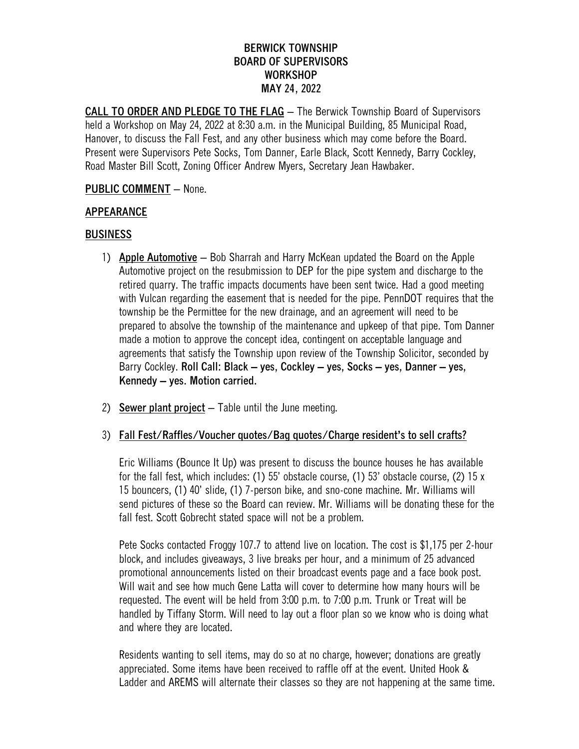# BERWICK TOWNSHIP
# BOARD OF SUPERVISORS
# WORKSHOP
# MAY 24, 2022

**CALL TO ORDER AND PLEDGE TO THE FLAG** – The Berwick Township Board of Supervisors held a Workshop on May 24, 2022 at 8:30 a.m. in the Municipal Building, 85 Municipal Road, Hanover, to discuss the Fall Fest, and any other business which may come before the Board. Present were Supervisors Pete Socks, Tom Danner, Earle Black, Scott Kennedy, Barry Cockley, Road Master Bill Scott, Zoning Officer Andrew Myers, Secretary Jean Hawbaker.

**PUBLIC COMMENT** – None.

## APPEARANCE

## BUSINESS

1) **Apple Automotive** – Bob Sharrah and Harry McKean updated the Board on the Apple Automotive project on the resubmission to DEP for the pipe system and discharge to the retired quarry. The traffic impacts documents have been sent twice. Had a good meeting with Vulcan regarding the easement that is needed for the pipe. PennDOT requires that the township be the Permittee for the new drainage, and an agreement will need to be prepared to absolve the township of the maintenance and upkeep of that pipe. Tom Danner made a motion to approve the concept idea, contingent on acceptable language and agreements that satisfy the Township upon review of the Township Solicitor, seconded by Barry Cockley. **Roll Call: Black – yes, Cockley – yes, Socks – yes, Danner – yes, Kennedy – yes. Motion carried.**

2) **Sewer plant project** – Table until the June meeting.

3) **Fall Fest/Raffles/Voucher quotes/Bag quotes/Charge resident's to sell crafts?**

   Eric Williams (Bounce It Up) was present to discuss the bounce houses he has available for the fall fest, which includes: (1) 55' obstacle course, (1) 53' obstacle course, (2) 15 x 15 bouncers, (1) 40' slide, (1) 7-person bike, and sno-cone machine. Mr. Williams will send pictures of these so the Board can review. Mr. Williams will be donating these for the fall fest. Scott Gobrecht stated space will not be a problem.

   Pete Socks contacted Froggy 107.7 to attend live on location. The cost is $1,175 per 2-hour block, and includes giveaways, 3 live breaks per hour, and a minimum of 25 advanced promotional announcements listed on their broadcast events page and a face book post. Will wait and see how much Gene Latta will cover to determine how many hours will be requested. The event will be held from 3:00 p.m. to 7:00 p.m. Trunk or Treat will be handled by Tiffany Storm. Will need to lay out a floor plan so we know who is doing what and where they are located.

   Residents wanting to sell items, may do so at no charge, however; donations are greatly appreciated. Some items have been received to raffle off at the event. United Hook & Ladder and AREMS will alternate their classes so they are not happening at the same time.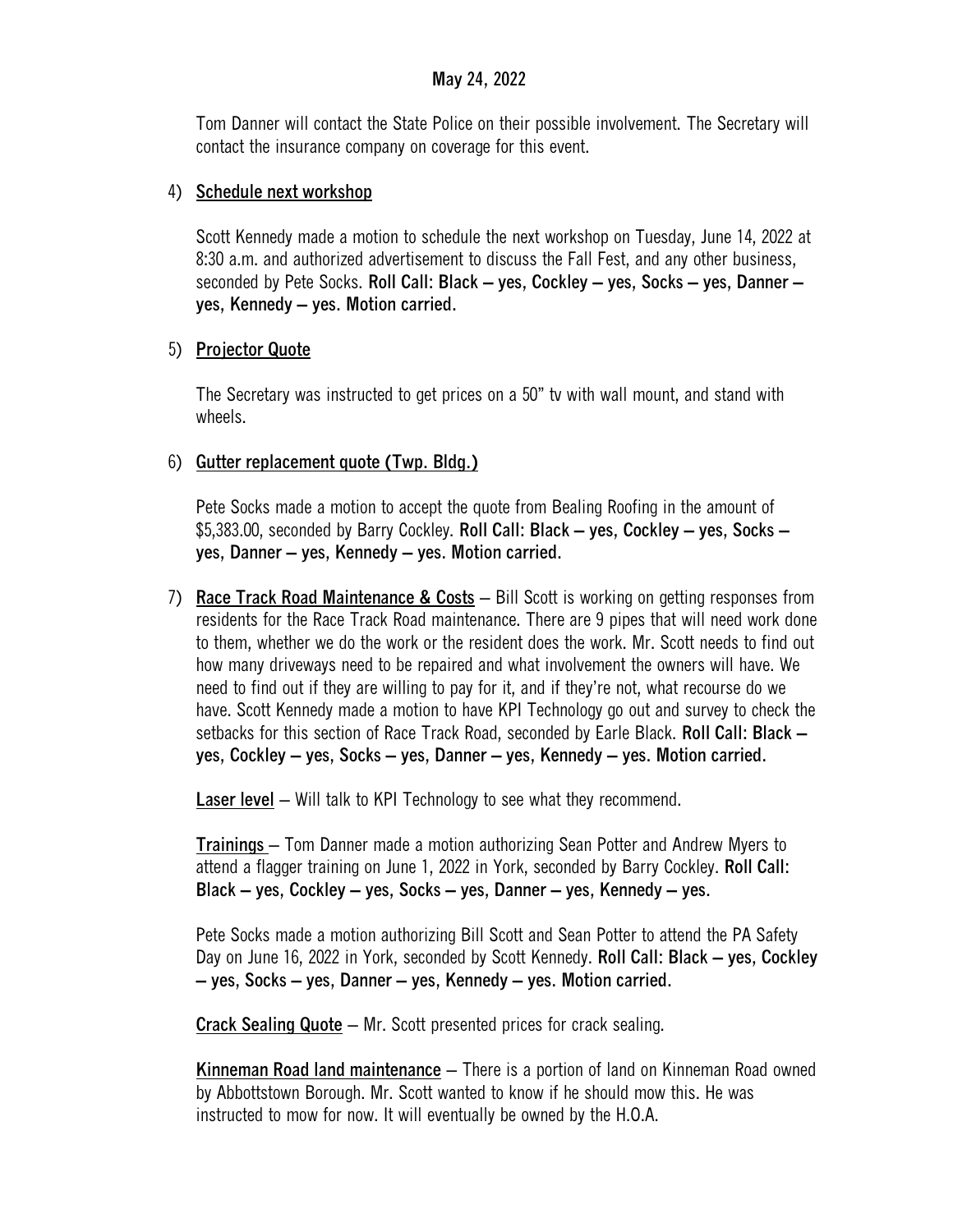May 24, 2022

Tom Danner will contact the State Police on their possible involvement. The Secretary will contact the insurance company on coverage for this event.

4) <u>Schedule next workshop</u>

Scott Kennedy made a motion to schedule the next workshop on Tuesday, June 14, 2022 at 8:30 a.m. and authorized advertisement to discuss the Fall Fest, and any other business, seconded by Pete Socks. **Roll Call: Black – yes, Cockley – yes, Socks – yes, Danner – yes, Kennedy – yes. Motion carried.**

5) <u>Projector Quote</u>

The Secretary was instructed to get prices on a 50" tv with wall mount, and stand with wheels.

6) <u>Gutter replacement quote (Twp. Bldg.)</u>

Pete Socks made a motion to accept the quote from Bealing Roofing in the amount of $5,383.00, seconded by Barry Cockley. **Roll Call: Black – yes, Cockley – yes, Socks – yes, Danner – yes, Kennedy – yes. Motion carried.**

7) <u>Race Track Road Maintenance & Costs</u> – Bill Scott is working on getting responses from residents for the Race Track Road maintenance. There are 9 pipes that will need work done to them, whether we do the work or the resident does the work. Mr. Scott needs to find out how many driveways need to be repaired and what involvement the owners will have. We need to find out if they are willing to pay for it, and if they're not, what recourse do we have. Scott Kennedy made a motion to have KPI Technology go out and survey to check the setbacks for this section of Race Track Road, seconded by Earle Black. **Roll Call: Black – yes, Cockley – yes, Socks – yes, Danner – yes, Kennedy – yes. Motion carried.**

**<u>Laser level</u>** – Will talk to KPI Technology to see what they recommend.

**<u>Trainings</u>** – Tom Danner made a motion authorizing Sean Potter and Andrew Myers to attend a flagger training on June 1, 2022 in York, seconded by Barry Cockley. **Roll Call: Black – yes, Cockley – yes, Socks – yes, Danner – yes, Kennedy – yes.**

Pete Socks made a motion authorizing Bill Scott and Sean Potter to attend the PA Safety Day on June 16, 2022 in York, seconded by Scott Kennedy. **Roll Call: Black – yes, Cockley – yes, Socks – yes, Danner – yes, Kennedy – yes. Motion carried.**

**<u>Crack Sealing Quote</u>** – Mr. Scott presented prices for crack sealing.

**<u>Kinneman Road land maintenance</u>** – There is a portion of land on Kinneman Road owned by Abbottstown Borough. Mr. Scott wanted to know if he should mow this. He was instructed to mow for now. It will eventually be owned by the H.O.A.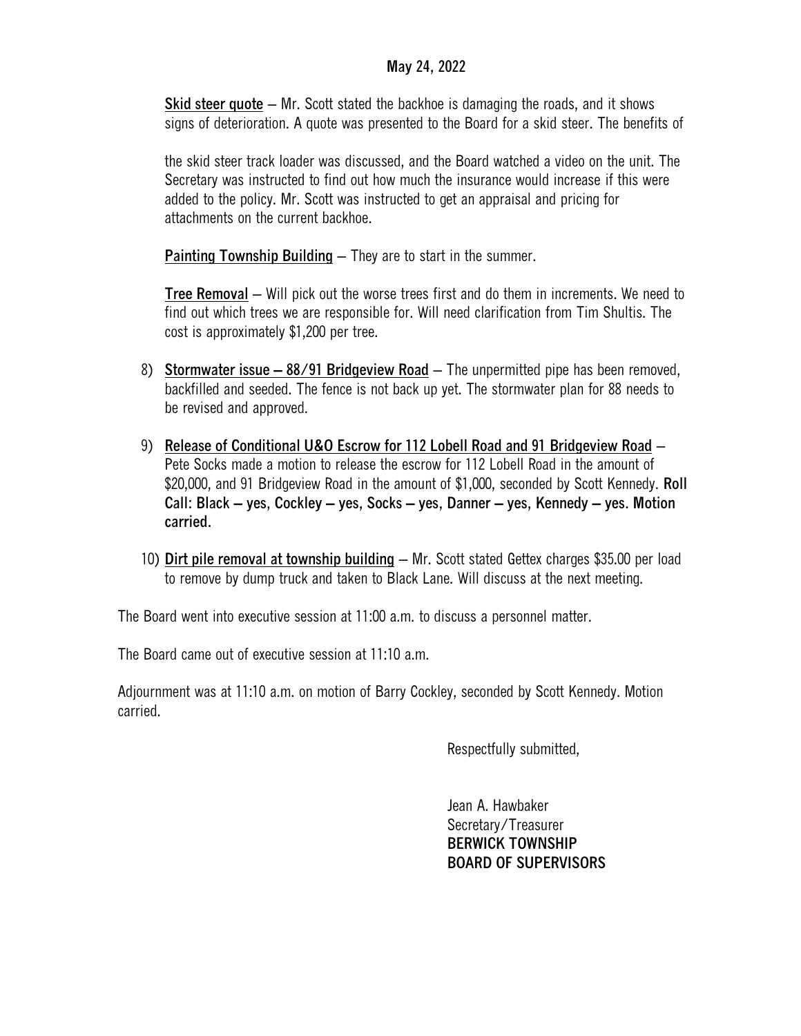**May 24, 2022**

**Skid steer quote** – Mr. Scott stated the backhoe is damaging the roads, and it shows signs of deterioration. A quote was presented to the Board for a skid steer. The benefits of

the skid steer track loader was discussed, and the Board watched a video on the unit. The Secretary was instructed to find out how much the insurance would increase if this were added to the policy. Mr. Scott was instructed to get an appraisal and pricing for attachments on the current backhoe.

**Painting Township Building** – They are to start in the summer.

**Tree Removal** – Will pick out the worse trees first and do them in increments. We need to find out which trees we are responsible for. Will need clarification from Tim Shultis. The cost is approximately $1,200 per tree.

8) **Stormwater issue – 88/91 Bridgeview Road** – The unpermitted pipe has been removed, backfilled and seeded. The fence is not back up yet. The stormwater plan for 88 needs to be revised and approved.

9) **Release of Conditional U&O Escrow for 112 Lobell Road and 91 Bridgeview Road** – Pete Socks made a motion to release the escrow for 112 Lobell Road in the amount of $20,000, and 91 Bridgeview Road in the amount of $1,000, seconded by Scott Kennedy. **Roll Call: Black – yes, Cockley – yes, Socks – yes, Danner – yes, Kennedy – yes. Motion carried.**

10) **Dirt pile removal at township building** – Mr. Scott stated Gettex charges $35.00 per load to remove by dump truck and taken to Black Lane. Will discuss at the next meeting.

The Board went into executive session at 11:00 a.m. to discuss a personnel matter.

The Board came out of executive session at 11:10 a.m.

Adjournment was at 11:10 a.m. on motion of Barry Cockley, seconded by Scott Kennedy. Motion carried.

Respectfully submitted,

Jean A. Hawbaker
Secretary/Treasurer
**BERWICK TOWNSHIP**
**BOARD OF SUPERVISORS**